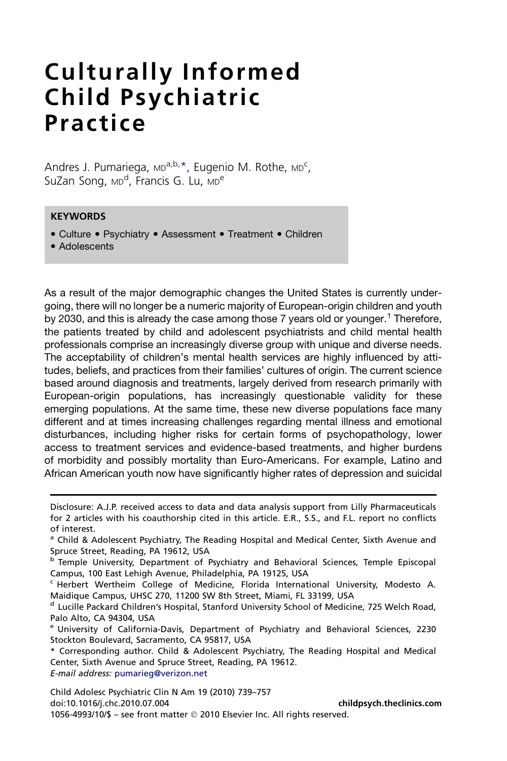# Culturally Informed Child Psychiatric Practice

Andres J. Pumariega, MD[a,b,*], Eugenio M. Rothe, MD[c], SuZan Song, MD[d], Francis G. Lu, MD[e]

**KEYWORDS**

- Culture • Psychiatry • Assessment • Treatment • Children
- Adolescents

As a result of the major demographic changes the United States is currently undergoing, there will no longer be a numeric majority of European-origin children and youth by 2030, and this is already the case among those 7 years old or younger.[1] Therefore, the patients treated by child and adolescent psychiatrists and child mental health professionals comprise an increasingly diverse group with unique and diverse needs. The acceptability of children's mental health services are highly influenced by attitudes, beliefs, and practices from their families' cultures of origin. The current science based around diagnosis and treatments, largely derived from research primarily with European-origin populations, has increasingly questionable validity for these emerging populations. At the same time, these new diverse populations face many different and at times increasing challenges regarding mental illness and emotional disturbances, including higher risks for certain forms of psychopathology, lower access to treatment services and evidence-based treatments, and higher burdens of morbidity and possibly mortality than Euro-Americans. For example, Latino and African American youth now have significantly higher rates of depression and suicidal

---

Disclosure: A.J.P. received access to data and data analysis support from Lilly Pharmaceuticals for 2 articles with his coauthorship cited in this article. E.R., S.S., and F.L. report no conflicts of interest.

[a] Child & Adolescent Psychiatry, The Reading Hospital and Medical Center, Sixth Avenue and Spruce Street, Reading, PA 19612, USA

[b] Temple University, Department of Psychiatry and Behavioral Sciences, Temple Episcopal Campus, 100 East Lehigh Avenue, Philadelphia, PA 19125, USA

[c] Herbert Wertheim College of Medicine, Florida International University, Modesto A. Maidique Campus, UHSC 270, 11200 SW 8th Street, Miami, FL 33199, USA

[d] Lucille Packard Children's Hospital, Stanford University School of Medicine, 725 Welch Road, Palo Alto, CA 94304, USA

[e] University of California-Davis, Department of Psychiatry and Behavioral Sciences, 2230 Stockton Boulevard, Sacramento, CA 95817, USA

* Corresponding author. Child & Adolescent Psychiatry, The Reading Hospital and Medical Center, Sixth Avenue and Spruce Street, Reading, PA 19612.

*E-mail address:* pumarieg@verizon.net

Child Adolesc Psychiatric Clin N Am 19 (2010) 739–757
doi:10.1016/j.chc.2010.07.004
1056-4993/10/$ – see front matter © 2010 Elsevier Inc. All rights reserved.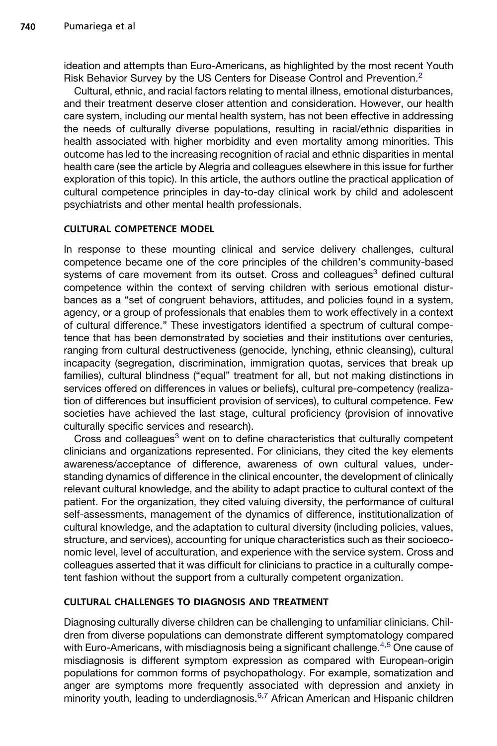ideation and attempts than Euro-Americans, as highlighted by the most recent Youth Risk Behavior Survey by the US Centers for Disease Control and Prevention.[2]

Cultural, ethnic, and racial factors relating to mental illness, emotional disturbances, and their treatment deserve closer attention and consideration. However, our health care system, including our mental health system, has not been effective in addressing the needs of culturally diverse populations, resulting in racial/ethnic disparities in health associated with higher morbidity and even mortality among minorities. This outcome has led to the increasing recognition of racial and ethnic disparities in mental health care (see the article by Alegria and colleagues elsewhere in this issue for further exploration of this topic). In this article, the authors outline the practical application of cultural competence principles in day-to-day clinical work by child and adolescent psychiatrists and other mental health professionals.

## CULTURAL COMPETENCE MODEL

In response to these mounting clinical and service delivery challenges, cultural competence became one of the core principles of the children's community-based systems of care movement from its outset. Cross and colleagues[3] defined cultural competence within the context of serving children with serious emotional disturbances as a "set of congruent behaviors, attitudes, and policies found in a system, agency, or a group of professionals that enables them to work effectively in a context of cultural difference." These investigators identified a spectrum of cultural competence that has been demonstrated by societies and their institutions over centuries, ranging from cultural destructiveness (genocide, lynching, ethnic cleansing), cultural incapacity (segregation, discrimination, immigration quotas, services that break up families), cultural blindness ("equal" treatment for all, but not making distinctions in services offered on differences in values or beliefs), cultural pre-competency (realization of differences but insufficient provision of services), to cultural competence. Few societies have achieved the last stage, cultural proficiency (provision of innovative culturally specific services and research).

Cross and colleagues[3] went on to define characteristics that culturally competent clinicians and organizations represented. For clinicians, they cited the key elements awareness/acceptance of difference, awareness of own cultural values, understanding dynamics of difference in the clinical encounter, the development of clinically relevant cultural knowledge, and the ability to adapt practice to cultural context of the patient. For the organization, they cited valuing diversity, the performance of cultural self-assessments, management of the dynamics of difference, institutionalization of cultural knowledge, and the adaptation to cultural diversity (including policies, values, structure, and services), accounting for unique characteristics such as their socioeconomic level, level of acculturation, and experience with the service system. Cross and colleagues asserted that it was difficult for clinicians to practice in a culturally competent fashion without the support from a culturally competent organization.

## CULTURAL CHALLENGES TO DIAGNOSIS AND TREATMENT

Diagnosing culturally diverse children can be challenging to unfamiliar clinicians. Children from diverse populations can demonstrate different symptomatology compared with Euro-Americans, with misdiagnosis being a significant challenge.[4,5] One cause of misdiagnosis is different symptom expression as compared with European-origin populations for common forms of psychopathology. For example, somatization and anger are symptoms more frequently associated with depression and anxiety in minority youth, leading to underdiagnosis.[6,7] African American and Hispanic children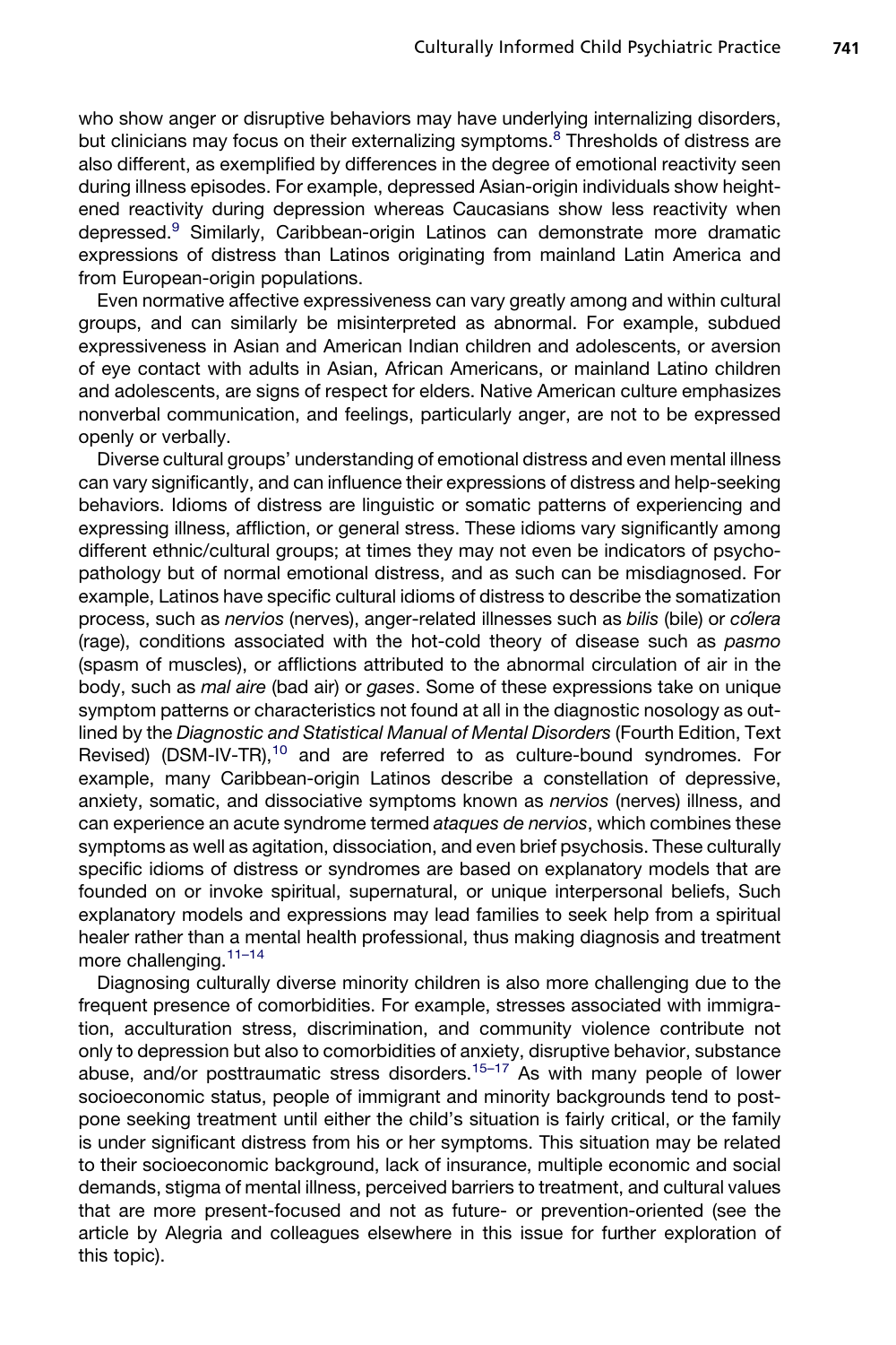who show anger or disruptive behaviors may have underlying internalizing disorders, but clinicians may focus on their externalizing symptoms.[8] Thresholds of distress are also different, as exemplified by differences in the degree of emotional reactivity seen during illness episodes. For example, depressed Asian-origin individuals show heightened reactivity during depression whereas Caucasians show less reactivity when depressed.[9] Similarly, Caribbean-origin Latinos can demonstrate more dramatic expressions of distress than Latinos originating from mainland Latin America and from European-origin populations.

Even normative affective expressiveness can vary greatly among and within cultural groups, and can similarly be misinterpreted as abnormal. For example, subdued expressiveness in Asian and American Indian children and adolescents, or aversion of eye contact with adults in Asian, African Americans, or mainland Latino children and adolescents, are signs of respect for elders. Native American culture emphasizes nonverbal communication, and feelings, particularly anger, are not to be expressed openly or verbally.

Diverse cultural groups' understanding of emotional distress and even mental illness can vary significantly, and can influence their expressions of distress and help-seeking behaviors. Idioms of distress are linguistic or somatic patterns of experiencing and expressing illness, affliction, or general stress. These idioms vary significantly among different ethnic/cultural groups; at times they may not even be indicators of psychopathology but of normal emotional distress, and as such can be misdiagnosed. For example, Latinos have specific cultural idioms of distress to describe the somatization process, such as *nervios* (nerves), anger-related illnesses such as *bilis* (bile) or *cólera* (rage), conditions associated with the hot-cold theory of disease such as *pasmo* (spasm of muscles), or afflictions attributed to the abnormal circulation of air in the body, such as *mal aire* (bad air) or *gases*. Some of these expressions take on unique symptom patterns or characteristics not found at all in the diagnostic nosology as outlined by the *Diagnostic and Statistical Manual of Mental Disorders* (Fourth Edition, Text Revised) (DSM-IV-TR),[10] and are referred to as culture-bound syndromes. For example, many Caribbean-origin Latinos describe a constellation of depressive, anxiety, somatic, and dissociative symptoms known as *nervios* (nerves) illness, and can experience an acute syndrome termed *ataques de nervios*, which combines these symptoms as well as agitation, dissociation, and even brief psychosis. These culturally specific idioms of distress or syndromes are based on explanatory models that are founded on or invoke spiritual, supernatural, or unique interpersonal beliefs, Such explanatory models and expressions may lead families to seek help from a spiritual healer rather than a mental health professional, thus making diagnosis and treatment more challenging.[11–14]

Diagnosing culturally diverse minority children is also more challenging due to the frequent presence of comorbidities. For example, stresses associated with immigration, acculturation stress, discrimination, and community violence contribute not only to depression but also to comorbidities of anxiety, disruptive behavior, substance abuse, and/or posttraumatic stress disorders.[15–17] As with many people of lower socioeconomic status, people of immigrant and minority backgrounds tend to postpone seeking treatment until either the child's situation is fairly critical, or the family is under significant distress from his or her symptoms. This situation may be related to their socioeconomic background, lack of insurance, multiple economic and social demands, stigma of mental illness, perceived barriers to treatment, and cultural values that are more present-focused and not as future- or prevention-oriented (see the article by Alegria and colleagues elsewhere in this issue for further exploration of this topic).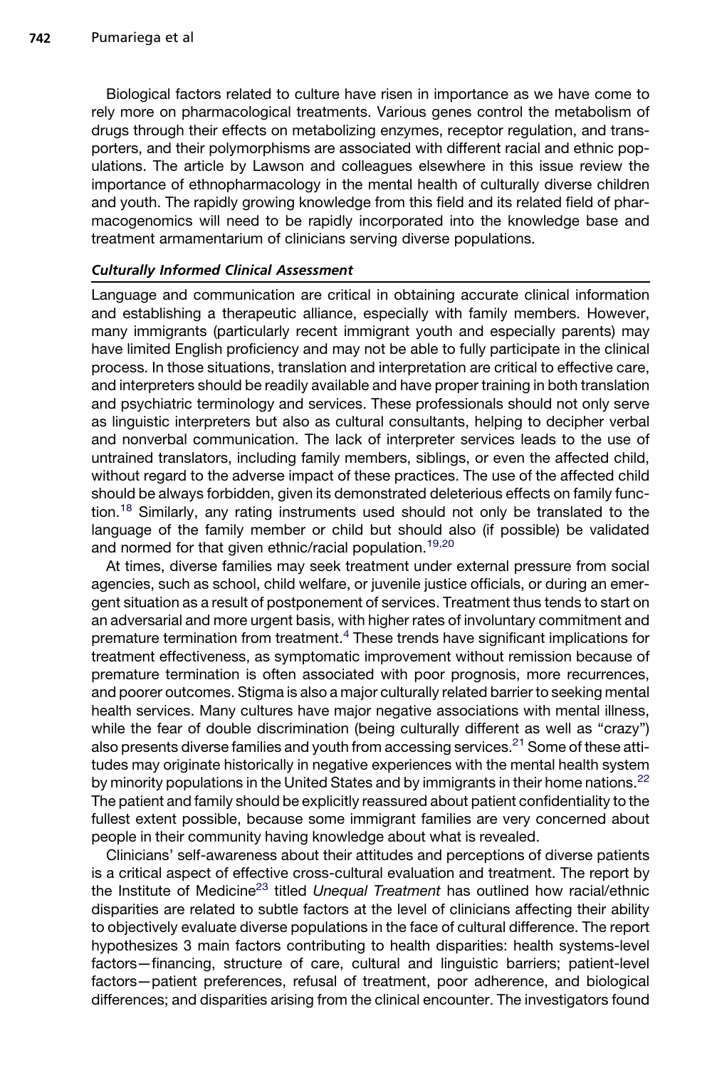Biological factors related to culture have risen in importance as we have come to rely more on pharmacological treatments. Various genes control the metabolism of drugs through their effects on metabolizing enzymes, receptor regulation, and transporters, and their polymorphisms are associated with different racial and ethnic populations. The article by Lawson and colleagues elsewhere in this issue review the importance of ethnopharmacology in the mental health of culturally diverse children and youth. The rapidly growing knowledge from this field and its related field of pharmacogenomics will need to be rapidly incorporated into the knowledge base and treatment armamentarium of clinicians serving diverse populations.

### *Culturally Informed Clinical Assessment*

Language and communication are critical in obtaining accurate clinical information and establishing a therapeutic alliance, especially with family members. However, many immigrants (particularly recent immigrant youth and especially parents) may have limited English proficiency and may not be able to fully participate in the clinical process. In those situations, translation and interpretation are critical to effective care, and interpreters should be readily available and have proper training in both translation and psychiatric terminology and services. These professionals should not only serve as linguistic interpreters but also as cultural consultants, helping to decipher verbal and nonverbal communication. The lack of interpreter services leads to the use of untrained translators, including family members, siblings, or even the affected child, without regard to the adverse impact of these practices. The use of the affected child should be always forbidden, given its demonstrated deleterious effects on family function.[18] Similarly, any rating instruments used should not only be translated to the language of the family member or child but should also (if possible) be validated and normed for that given ethnic/racial population.[19,20]

At times, diverse families may seek treatment under external pressure from social agencies, such as school, child welfare, or juvenile justice officials, or during an emergent situation as a result of postponement of services. Treatment thus tends to start on an adversarial and more urgent basis, with higher rates of involuntary commitment and premature termination from treatment.[4] These trends have significant implications for treatment effectiveness, as symptomatic improvement without remission because of premature termination is often associated with poor prognosis, more recurrences, and poorer outcomes. Stigma is also a major culturally related barrier to seeking mental health services. Many cultures have major negative associations with mental illness, while the fear of double discrimination (being culturally different as well as "crazy") also presents diverse families and youth from accessing services.[21] Some of these attitudes may originate historically in negative experiences with the mental health system by minority populations in the United States and by immigrants in their home nations.[22] The patient and family should be explicitly reassured about patient confidentiality to the fullest extent possible, because some immigrant families are very concerned about people in their community having knowledge about what is revealed.

Clinicians' self-awareness about their attitudes and perceptions of diverse patients is a critical aspect of effective cross-cultural evaluation and treatment. The report by the Institute of Medicine[23] titled *Unequal Treatment* has outlined how racial/ethnic disparities are related to subtle factors at the level of clinicians affecting their ability to objectively evaluate diverse populations in the face of cultural difference. The report hypothesizes 3 main factors contributing to health disparities: health systems-level factors—financing, structure of care, cultural and linguistic barriers; patient-level factors—patient preferences, refusal of treatment, poor adherence, and biological differences; and disparities arising from the clinical encounter. The investigators found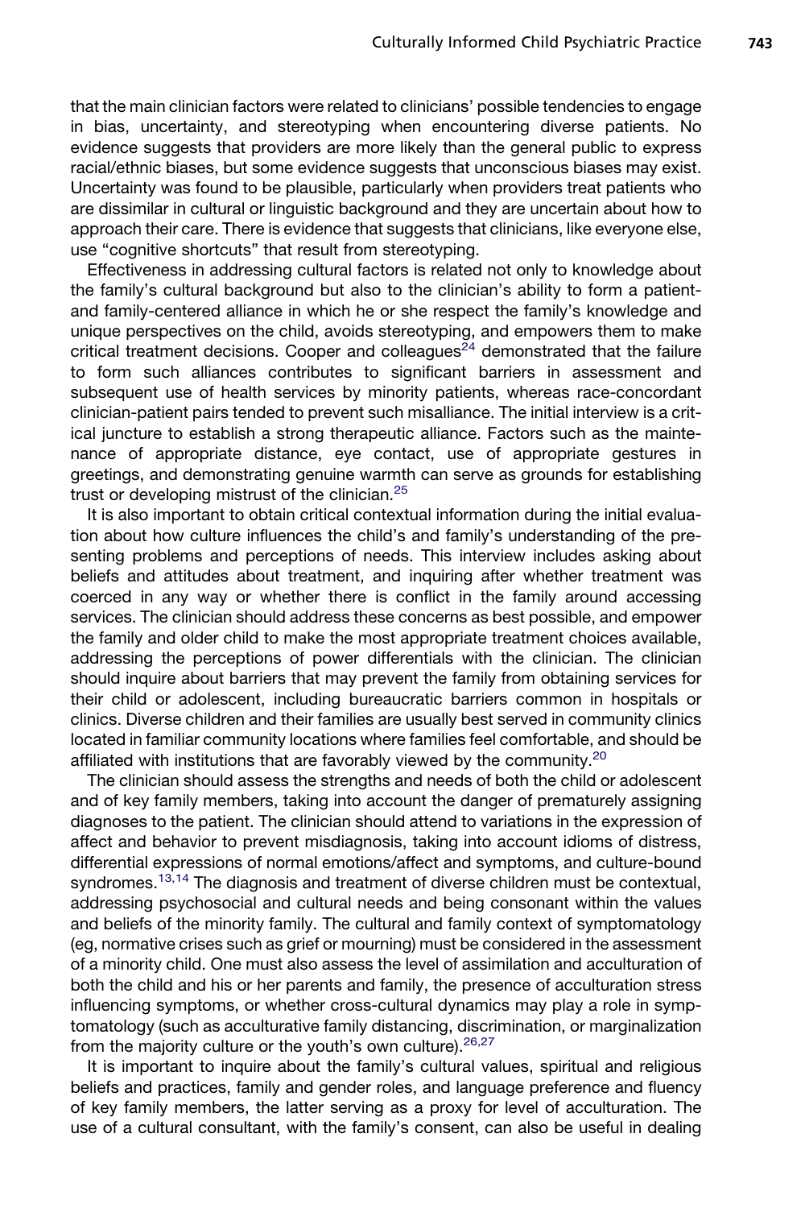that the main clinician factors were related to clinicians' possible tendencies to engage in bias, uncertainty, and stereotyping when encountering diverse patients. No evidence suggests that providers are more likely than the general public to express racial/ethnic biases, but some evidence suggests that unconscious biases may exist. Uncertainty was found to be plausible, particularly when providers treat patients who are dissimilar in cultural or linguistic background and they are uncertain about how to approach their care. There is evidence that suggests that clinicians, like everyone else, use "cognitive shortcuts" that result from stereotyping.

Effectiveness in addressing cultural factors is related not only to knowledge about the family's cultural background but also to the clinician's ability to form a patient- and family-centered alliance in which he or she respect the family's knowledge and unique perspectives on the child, avoids stereotyping, and empowers them to make critical treatment decisions. Cooper and colleagues[24] demonstrated that the failure to form such alliances contributes to significant barriers in assessment and subsequent use of health services by minority patients, whereas race-concordant clinician-patient pairs tended to prevent such misalliance. The initial interview is a critical juncture to establish a strong therapeutic alliance. Factors such as the maintenance of appropriate distance, eye contact, use of appropriate gestures in greetings, and demonstrating genuine warmth can serve as grounds for establishing trust or developing mistrust of the clinician.[25]

It is also important to obtain critical contextual information during the initial evaluation about how culture influences the child's and family's understanding of the presenting problems and perceptions of needs. This interview includes asking about beliefs and attitudes about treatment, and inquiring after whether treatment was coerced in any way or whether there is conflict in the family around accessing services. The clinician should address these concerns as best possible, and empower the family and older child to make the most appropriate treatment choices available, addressing the perceptions of power differentials with the clinician. The clinician should inquire about barriers that may prevent the family from obtaining services for their child or adolescent, including bureaucratic barriers common in hospitals or clinics. Diverse children and their families are usually best served in community clinics located in familiar community locations where families feel comfortable, and should be affiliated with institutions that are favorably viewed by the community.[20]

The clinician should assess the strengths and needs of both the child or adolescent and of key family members, taking into account the danger of prematurely assigning diagnoses to the patient. The clinician should attend to variations in the expression of affect and behavior to prevent misdiagnosis, taking into account idioms of distress, differential expressions of normal emotions/affect and symptoms, and culture-bound syndromes.[13,14] The diagnosis and treatment of diverse children must be contextual, addressing psychosocial and cultural needs and being consonant within the values and beliefs of the minority family. The cultural and family context of symptomatology (eg, normative crises such as grief or mourning) must be considered in the assessment of a minority child. One must also assess the level of assimilation and acculturation of both the child and his or her parents and family, the presence of acculturation stress influencing symptoms, or whether cross-cultural dynamics may play a role in symptomatology (such as acculturative family distancing, discrimination, or marginalization from the majority culture or the youth's own culture).[26,27]

It is important to inquire about the family's cultural values, spiritual and religious beliefs and practices, family and gender roles, and language preference and fluency of key family members, the latter serving as a proxy for level of acculturation. The use of a cultural consultant, with the family's consent, can also be useful in dealing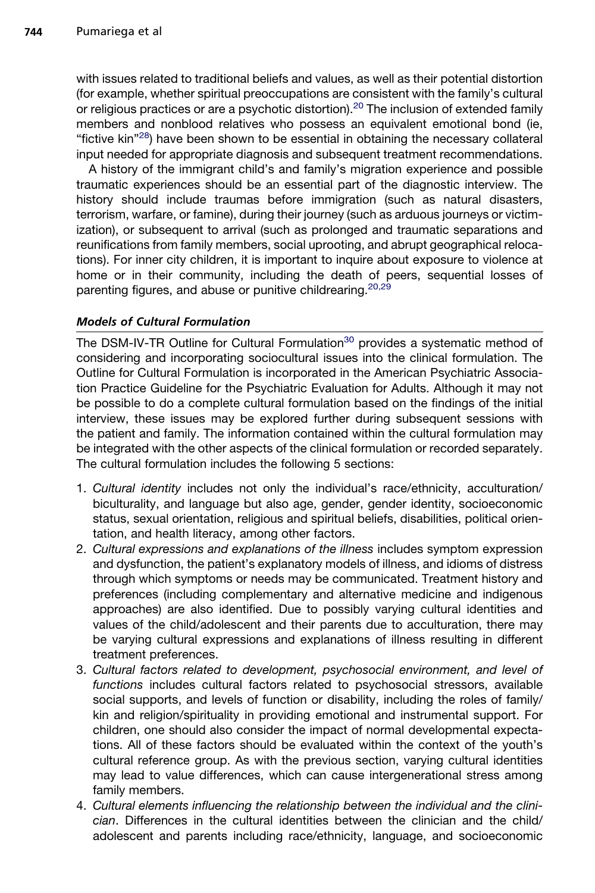with issues related to traditional beliefs and values, as well as their potential distortion (for example, whether spiritual preoccupations are consistent with the family's cultural or religious practices or are a psychotic distortion).[20] The inclusion of extended family members and nonblood relatives who possess an equivalent emotional bond (ie, "fictive kin"[28]) have been shown to be essential in obtaining the necessary collateral input needed for appropriate diagnosis and subsequent treatment recommendations.

A history of the immigrant child's and family's migration experience and possible traumatic experiences should be an essential part of the diagnostic interview. The history should include traumas before immigration (such as natural disasters, terrorism, warfare, or famine), during their journey (such as arduous journeys or victimization), or subsequent to arrival (such as prolonged and traumatic separations and reunifications from family members, social uprooting, and abrupt geographical relocations). For inner city children, it is important to inquire about exposure to violence at home or in their community, including the death of peers, sequential losses of parenting figures, and abuse or punitive childrearing.[20,29]

### *Models of Cultural Formulation*

The DSM-IV-TR Outline for Cultural Formulation[30] provides a systematic method of considering and incorporating sociocultural issues into the clinical formulation. The Outline for Cultural Formulation is incorporated in the American Psychiatric Association Practice Guideline for the Psychiatric Evaluation for Adults. Although it may not be possible to do a complete cultural formulation based on the findings of the initial interview, these issues may be explored further during subsequent sessions with the patient and family. The information contained within the cultural formulation may be integrated with the other aspects of the clinical formulation or recorded separately. The cultural formulation includes the following 5 sections:

1. *Cultural identity* includes not only the individual's race/ethnicity, acculturation/biculturality, and language but also age, gender, gender identity, socioeconomic status, sexual orientation, religious and spiritual beliefs, disabilities, political orientation, and health literacy, among other factors.
2. *Cultural expressions and explanations of the illness* includes symptom expression and dysfunction, the patient's explanatory models of illness, and idioms of distress through which symptoms or needs may be communicated. Treatment history and preferences (including complementary and alternative medicine and indigenous approaches) are also identified. Due to possibly varying cultural identities and values of the child/adolescent and their parents due to acculturation, there may be varying cultural expressions and explanations of illness resulting in different treatment preferences.
3. *Cultural factors related to development, psychosocial environment, and level of functions* includes cultural factors related to psychosocial stressors, available social supports, and levels of function or disability, including the roles of family/kin and religion/spirituality in providing emotional and instrumental support. For children, one should also consider the impact of normal developmental expectations. All of these factors should be evaluated within the context of the youth's cultural reference group. As with the previous section, varying cultural identities may lead to value differences, which can cause intergenerational stress among family members.
4. *Cultural elements influencing the relationship between the individual and the clinician*. Differences in the cultural identities between the clinician and the child/adolescent and parents including race/ethnicity, language, and socioeconomic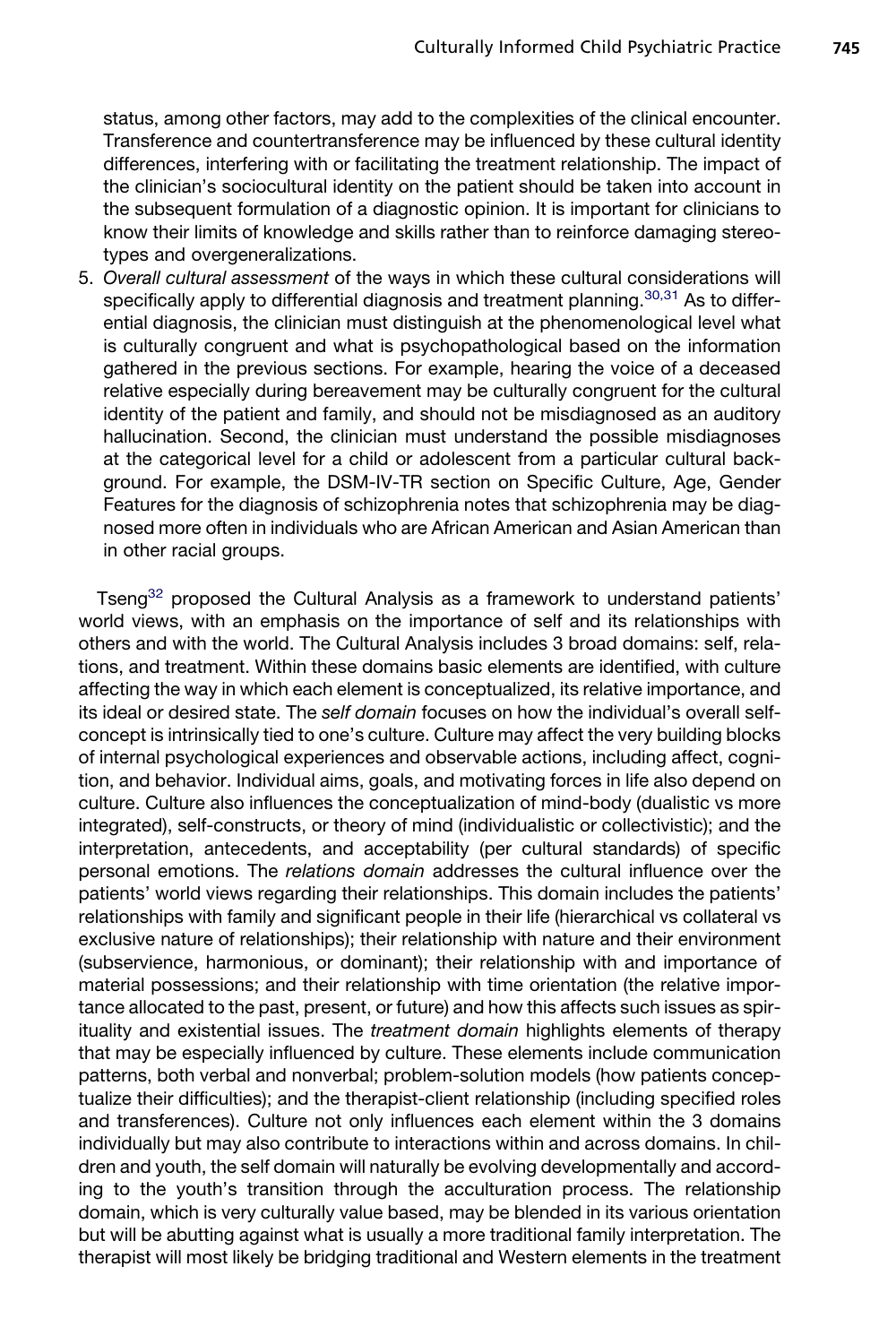status, among other factors, may add to the complexities of the clinical encounter. Transference and countertransference may be influenced by these cultural identity differences, interfering with or facilitating the treatment relationship. The impact of the clinician's sociocultural identity on the patient should be taken into account in the subsequent formulation of a diagnostic opinion. It is important for clinicians to know their limits of knowledge and skills rather than to reinforce damaging stereotypes and overgeneralizations.

5. *Overall cultural assessment* of the ways in which these cultural considerations will specifically apply to differential diagnosis and treatment planning.[30,31] As to differential diagnosis, the clinician must distinguish at the phenomenological level what is culturally congruent and what is psychopathological based on the information gathered in the previous sections. For example, hearing the voice of a deceased relative especially during bereavement may be culturally congruent for the cultural identity of the patient and family, and should not be misdiagnosed as an auditory hallucination. Second, the clinician must understand the possible misdiagnoses at the categorical level for a child or adolescent from a particular cultural background. For example, the DSM-IV-TR section on Specific Culture, Age, Gender Features for the diagnosis of schizophrenia notes that schizophrenia may be diagnosed more often in individuals who are African American and Asian American than in other racial groups.

Tseng[32] proposed the Cultural Analysis as a framework to understand patients' world views, with an emphasis on the importance of self and its relationships with others and with the world. The Cultural Analysis includes 3 broad domains: self, relations, and treatment. Within these domains basic elements are identified, with culture affecting the way in which each element is conceptualized, its relative importance, and its ideal or desired state. The *self domain* focuses on how the individual's overall self-concept is intrinsically tied to one's culture. Culture may affect the very building blocks of internal psychological experiences and observable actions, including affect, cognition, and behavior. Individual aims, goals, and motivating forces in life also depend on culture. Culture also influences the conceptualization of mind-body (dualistic vs more integrated), self-constructs, or theory of mind (individualistic or collectivistic); and the interpretation, antecedents, and acceptability (per cultural standards) of specific personal emotions. The *relations domain* addresses the cultural influence over the patients' world views regarding their relationships. This domain includes the patients' relationships with family and significant people in their life (hierarchical vs collateral vs exclusive nature of relationships); their relationship with nature and their environment (subservience, harmonious, or dominant); their relationship with and importance of material possessions; and their relationship with time orientation (the relative importance allocated to the past, present, or future) and how this affects such issues as spirituality and existential issues. The *treatment domain* highlights elements of therapy that may be especially influenced by culture. These elements include communication patterns, both verbal and nonverbal; problem-solution models (how patients conceptualize their difficulties); and the therapist-client relationship (including specified roles and transferences). Culture not only influences each element within the 3 domains individually but may also contribute to interactions within and across domains. In children and youth, the self domain will naturally be evolving developmentally and according to the youth's transition through the acculturation process. The relationship domain, which is very culturally value based, may be blended in its various orientation but will be abutting against what is usually a more traditional family interpretation. The therapist will most likely be bridging traditional and Western elements in the treatment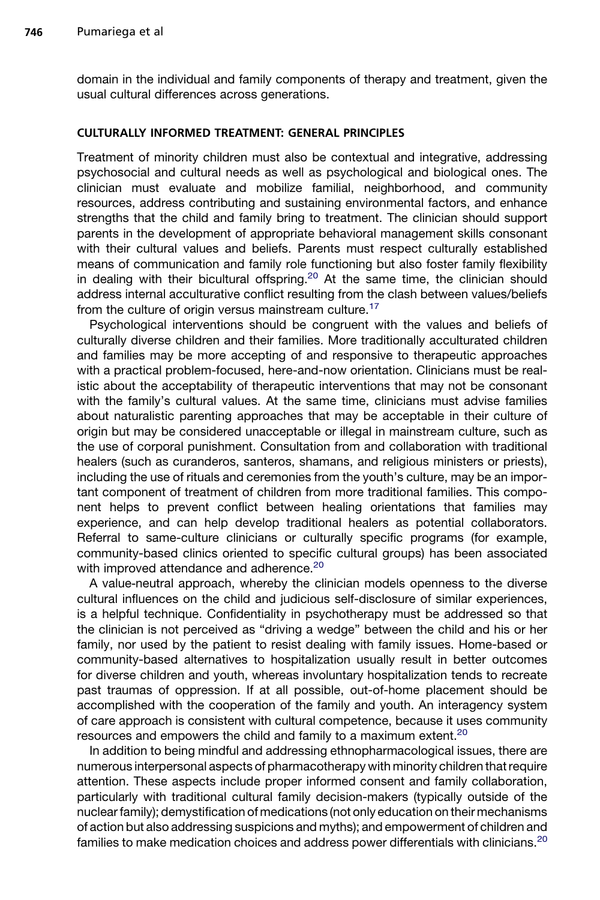domain in the individual and family components of therapy and treatment, given the usual cultural differences across generations.

## CULTURALLY INFORMED TREATMENT: GENERAL PRINCIPLES

Treatment of minority children must also be contextual and integrative, addressing psychosocial and cultural needs as well as psychological and biological ones. The clinician must evaluate and mobilize familial, neighborhood, and community resources, address contributing and sustaining environmental factors, and enhance strengths that the child and family bring to treatment. The clinician should support parents in the development of appropriate behavioral management skills consonant with their cultural values and beliefs. Parents must respect culturally established means of communication and family role functioning but also foster family flexibility in dealing with their bicultural offspring.[20] At the same time, the clinician should address internal acculturative conflict resulting from the clash between values/beliefs from the culture of origin versus mainstream culture.[17]

Psychological interventions should be congruent with the values and beliefs of culturally diverse children and their families. More traditionally acculturated children and families may be more accepting of and responsive to therapeutic approaches with a practical problem-focused, here-and-now orientation. Clinicians must be realistic about the acceptability of therapeutic interventions that may not be consonant with the family's cultural values. At the same time, clinicians must advise families about naturalistic parenting approaches that may be acceptable in their culture of origin but may be considered unacceptable or illegal in mainstream culture, such as the use of corporal punishment. Consultation from and collaboration with traditional healers (such as curanderos, santeros, shamans, and religious ministers or priests), including the use of rituals and ceremonies from the youth's culture, may be an important component of treatment of children from more traditional families. This component helps to prevent conflict between healing orientations that families may experience, and can help develop traditional healers as potential collaborators. Referral to same-culture clinicians or culturally specific programs (for example, community-based clinics oriented to specific cultural groups) has been associated with improved attendance and adherence.[20]

A value-neutral approach, whereby the clinician models openness to the diverse cultural influences on the child and judicious self-disclosure of similar experiences, is a helpful technique. Confidentiality in psychotherapy must be addressed so that the clinician is not perceived as "driving a wedge" between the child and his or her family, nor used by the patient to resist dealing with family issues. Home-based or community-based alternatives to hospitalization usually result in better outcomes for diverse children and youth, whereas involuntary hospitalization tends to recreate past traumas of oppression. If at all possible, out-of-home placement should be accomplished with the cooperation of the family and youth. An interagency system of care approach is consistent with cultural competence, because it uses community resources and empowers the child and family to a maximum extent.[20]

In addition to being mindful and addressing ethnopharmacological issues, there are numerous interpersonal aspects of pharmacotherapy with minority children that require attention. These aspects include proper informed consent and family collaboration, particularly with traditional cultural family decision-makers (typically outside of the nuclear family); demystification of medications (not only education on their mechanisms of action but also addressing suspicions and myths); and empowerment of children and families to make medication choices and address power differentials with clinicians.[20]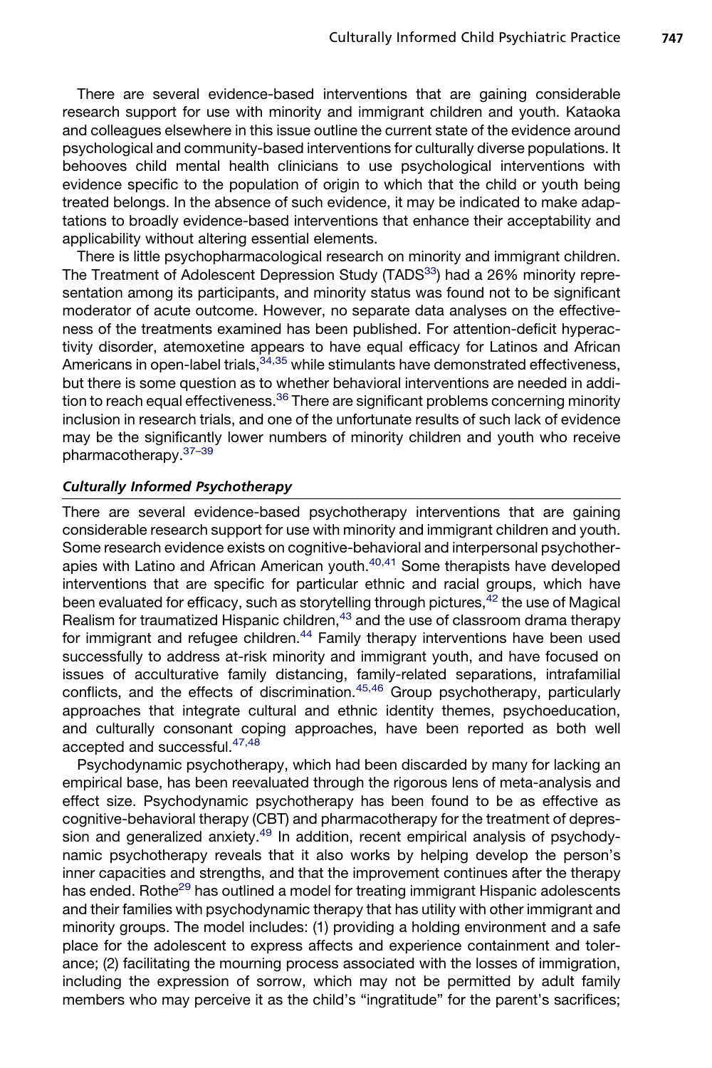There are several evidence-based interventions that are gaining considerable research support for use with minority and immigrant children and youth. Kataoka and colleagues elsewhere in this issue outline the current state of the evidence around psychological and community-based interventions for culturally diverse populations. It behooves child mental health clinicians to use psychological interventions with evidence specific to the population of origin to which that the child or youth being treated belongs. In the absence of such evidence, it may be indicated to make adaptations to broadly evidence-based interventions that enhance their acceptability and applicability without altering essential elements.

There is little psychopharmacological research on minority and immigrant children. The Treatment of Adolescent Depression Study (TADS[33]) had a 26% minority representation among its participants, and minority status was found not to be significant moderator of acute outcome. However, no separate data analyses on the effectiveness of the treatments examined has been published. For attention-deficit hyperactivity disorder, atemoxetine appears to have equal efficacy for Latinos and African Americans in open-label trials,[34,35] while stimulants have demonstrated effectiveness, but there is some question as to whether behavioral interventions are needed in addition to reach equal effectiveness.[36] There are significant problems concerning minority inclusion in research trials, and one of the unfortunate results of such lack of evidence may be the significantly lower numbers of minority children and youth who receive pharmacotherapy.[37–39]

### *Culturally Informed Psychotherapy*

There are several evidence-based psychotherapy interventions that are gaining considerable research support for use with minority and immigrant children and youth. Some research evidence exists on cognitive-behavioral and interpersonal psychotherapies with Latino and African American youth.[40,41] Some therapists have developed interventions that are specific for particular ethnic and racial groups, which have been evaluated for efficacy, such as storytelling through pictures,[42] the use of Magical Realism for traumatized Hispanic children,[43] and the use of classroom drama therapy for immigrant and refugee children.[44] Family therapy interventions have been used successfully to address at-risk minority and immigrant youth, and have focused on issues of acculturative family distancing, family-related separations, intrafamilial conflicts, and the effects of discrimination.[45,46] Group psychotherapy, particularly approaches that integrate cultural and ethnic identity themes, psychoeducation, and culturally consonant coping approaches, have been reported as both well accepted and successful.[47,48]

Psychodynamic psychotherapy, which had been discarded by many for lacking an empirical base, has been reevaluated through the rigorous lens of meta-analysis and effect size. Psychodynamic psychotherapy has been found to be as effective as cognitive-behavioral therapy (CBT) and pharmacotherapy for the treatment of depression and generalized anxiety.[49] In addition, recent empirical analysis of psychodynamic psychotherapy reveals that it also works by helping develop the person's inner capacities and strengths, and that the improvement continues after the therapy has ended. Rothe[29] has outlined a model for treating immigrant Hispanic adolescents and their families with psychodynamic therapy that has utility with other immigrant and minority groups. The model includes: (1) providing a holding environment and a safe place for the adolescent to express affects and experience containment and tolerance; (2) facilitating the mourning process associated with the losses of immigration, including the expression of sorrow, which may not be permitted by adult family members who may perceive it as the child's "ingratitude" for the parent's sacrifices;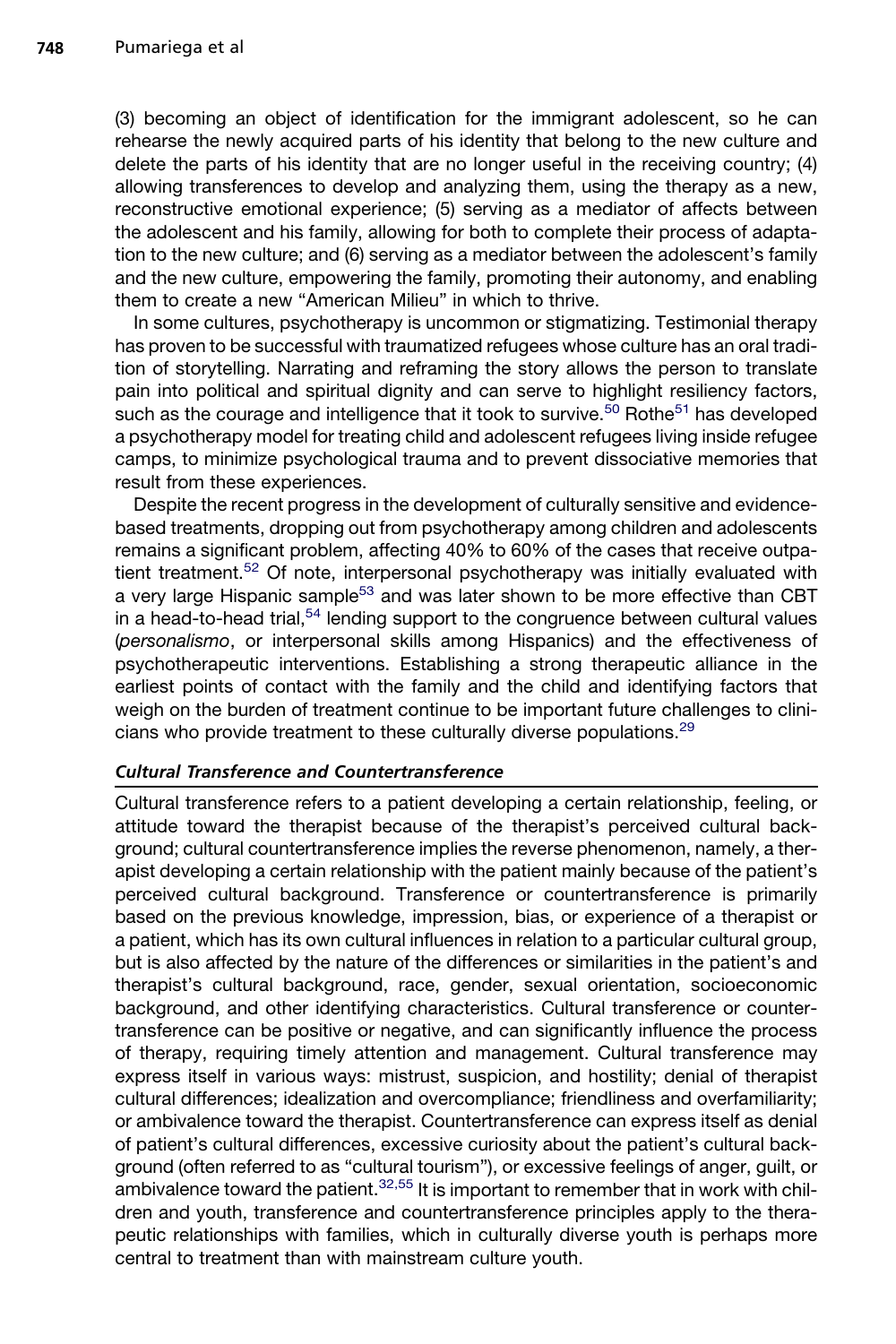(3) becoming an object of identification for the immigrant adolescent, so he can rehearse the newly acquired parts of his identity that belong to the new culture and delete the parts of his identity that are no longer useful in the receiving country; (4) allowing transferences to develop and analyzing them, using the therapy as a new, reconstructive emotional experience; (5) serving as a mediator of affects between the adolescent and his family, allowing for both to complete their process of adaptation to the new culture; and (6) serving as a mediator between the adolescent's family and the new culture, empowering the family, promoting their autonomy, and enabling them to create a new "American Milieu" in which to thrive.

In some cultures, psychotherapy is uncommon or stigmatizing. Testimonial therapy has proven to be successful with traumatized refugees whose culture has an oral tradition of storytelling. Narrating and reframing the story allows the person to translate pain into political and spiritual dignity and can serve to highlight resiliency factors, such as the courage and intelligence that it took to survive.[50] Rothe[51] has developed a psychotherapy model for treating child and adolescent refugees living inside refugee camps, to minimize psychological trauma and to prevent dissociative memories that result from these experiences.

Despite the recent progress in the development of culturally sensitive and evidence-based treatments, dropping out from psychotherapy among children and adolescents remains a significant problem, affecting 40% to 60% of the cases that receive outpatient treatment.[52] Of note, interpersonal psychotherapy was initially evaluated with a very large Hispanic sample[53] and was later shown to be more effective than CBT in a head-to-head trial,[54] lending support to the congruence between cultural values (*personalismo*, or interpersonal skills among Hispanics) and the effectiveness of psychotherapeutic interventions. Establishing a strong therapeutic alliance in the earliest points of contact with the family and the child and identifying factors that weigh on the burden of treatment continue to be important future challenges to clinicians who provide treatment to these culturally diverse populations.[29]

### *Cultural Transference and Countertransference*

Cultural transference refers to a patient developing a certain relationship, feeling, or attitude toward the therapist because of the therapist's perceived cultural background; cultural countertransference implies the reverse phenomenon, namely, a therapist developing a certain relationship with the patient mainly because of the patient's perceived cultural background. Transference or countertransference is primarily based on the previous knowledge, impression, bias, or experience of a therapist or a patient, which has its own cultural influences in relation to a particular cultural group, but is also affected by the nature of the differences or similarities in the patient's and therapist's cultural background, race, gender, sexual orientation, socioeconomic background, and other identifying characteristics. Cultural transference or countertransference can be positive or negative, and can significantly influence the process of therapy, requiring timely attention and management. Cultural transference may express itself in various ways: mistrust, suspicion, and hostility; denial of therapist cultural differences; idealization and overcompliance; friendliness and overfamiliarity; or ambivalence toward the therapist. Countertransference can express itself as denial of patient's cultural differences, excessive curiosity about the patient's cultural background (often referred to as "cultural tourism"), or excessive feelings of anger, guilt, or ambivalence toward the patient.[32,55] It is important to remember that in work with children and youth, transference and countertransference principles apply to the therapeutic relationships with families, which in culturally diverse youth is perhaps more central to treatment than with mainstream culture youth.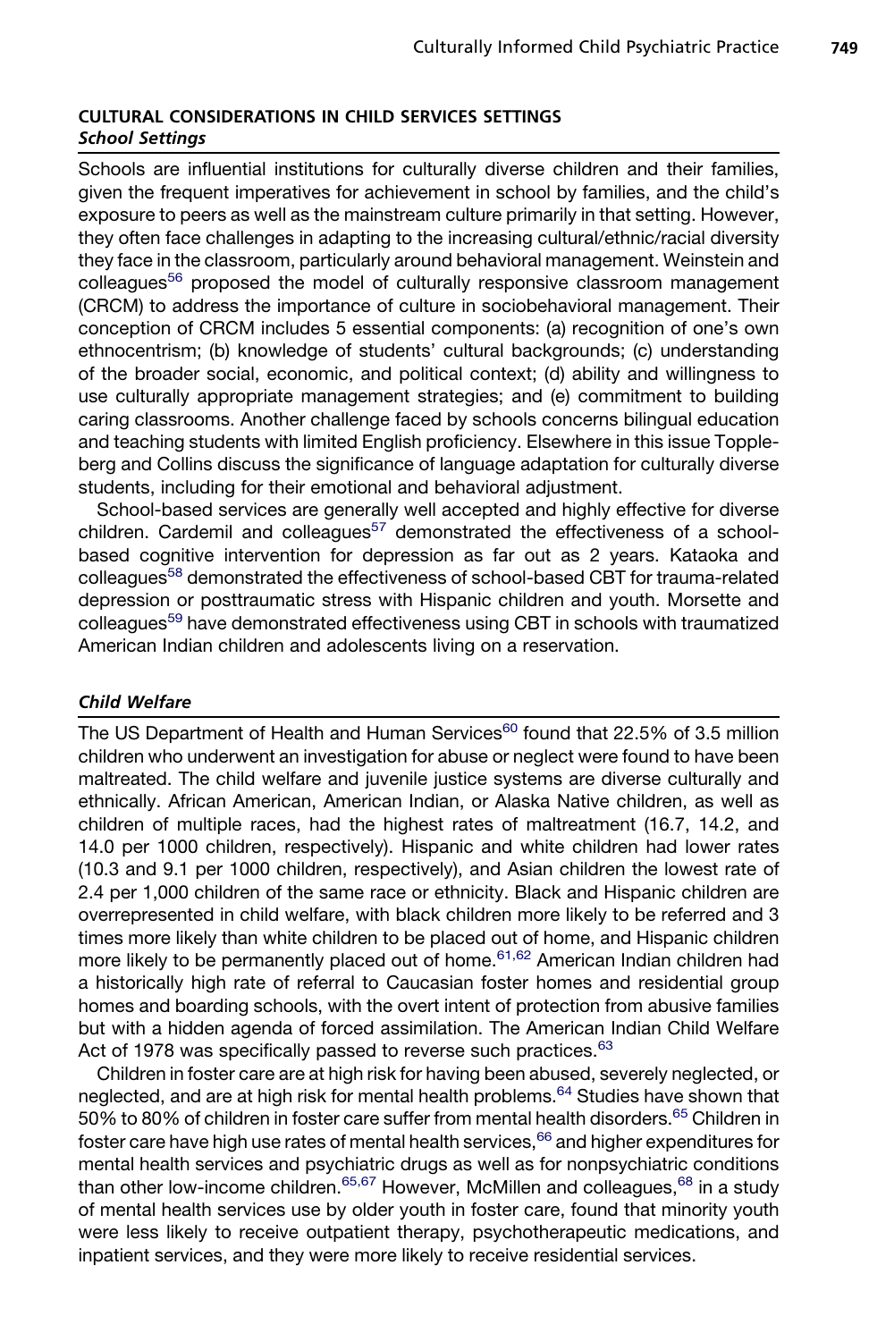## CULTURAL CONSIDERATIONS IN CHILD SERVICES SETTINGS

### *School Settings*

Schools are influential institutions for culturally diverse children and their families, given the frequent imperatives for achievement in school by families, and the child's exposure to peers as well as the mainstream culture primarily in that setting. However, they often face challenges in adapting to the increasing cultural/ethnic/racial diversity they face in the classroom, particularly around behavioral management. Weinstein and colleagues[56] proposed the model of culturally responsive classroom management (CRCM) to address the importance of culture in sociobehavioral management. Their conception of CRCM includes 5 essential components: (a) recognition of one's own ethnocentrism; (b) knowledge of students' cultural backgrounds; (c) understanding of the broader social, economic, and political context; (d) ability and willingness to use culturally appropriate management strategies; and (e) commitment to building caring classrooms. Another challenge faced by schools concerns bilingual education and teaching students with limited English proficiency. Elsewhere in this issue Toppleberg and Collins discuss the significance of language adaptation for culturally diverse students, including for their emotional and behavioral adjustment.

School-based services are generally well accepted and highly effective for diverse children. Cardemil and colleagues[57] demonstrated the effectiveness of a school-based cognitive intervention for depression as far out as 2 years. Kataoka and colleagues[58] demonstrated the effectiveness of school-based CBT for trauma-related depression or posttraumatic stress with Hispanic children and youth. Morsette and colleagues[59] have demonstrated effectiveness using CBT in schools with traumatized American Indian children and adolescents living on a reservation.

### *Child Welfare*

The US Department of Health and Human Services[60] found that 22.5% of 3.5 million children who underwent an investigation for abuse or neglect were found to have been maltreated. The child welfare and juvenile justice systems are diverse culturally and ethnically. African American, American Indian, or Alaska Native children, as well as children of multiple races, had the highest rates of maltreatment (16.7, 14.2, and 14.0 per 1000 children, respectively). Hispanic and white children had lower rates (10.3 and 9.1 per 1000 children, respectively), and Asian children the lowest rate of 2.4 per 1,000 children of the same race or ethnicity. Black and Hispanic children are overrepresented in child welfare, with black children more likely to be referred and 3 times more likely than white children to be placed out of home, and Hispanic children more likely to be permanently placed out of home.[61,62] American Indian children had a historically high rate of referral to Caucasian foster homes and residential group homes and boarding schools, with the overt intent of protection from abusive families but with a hidden agenda of forced assimilation. The American Indian Child Welfare Act of 1978 was specifically passed to reverse such practices.[63]

Children in foster care are at high risk for having been abused, severely neglected, or neglected, and are at high risk for mental health problems.[64] Studies have shown that 50% to 80% of children in foster care suffer from mental health disorders.[65] Children in foster care have high use rates of mental health services,[66] and higher expenditures for mental health services and psychiatric drugs as well as for nonpsychiatric conditions than other low-income children.[65,67] However, McMillen and colleagues,[68] in a study of mental health services use by older youth in foster care, found that minority youth were less likely to receive outpatient therapy, psychotherapeutic medications, and inpatient services, and they were more likely to receive residential services.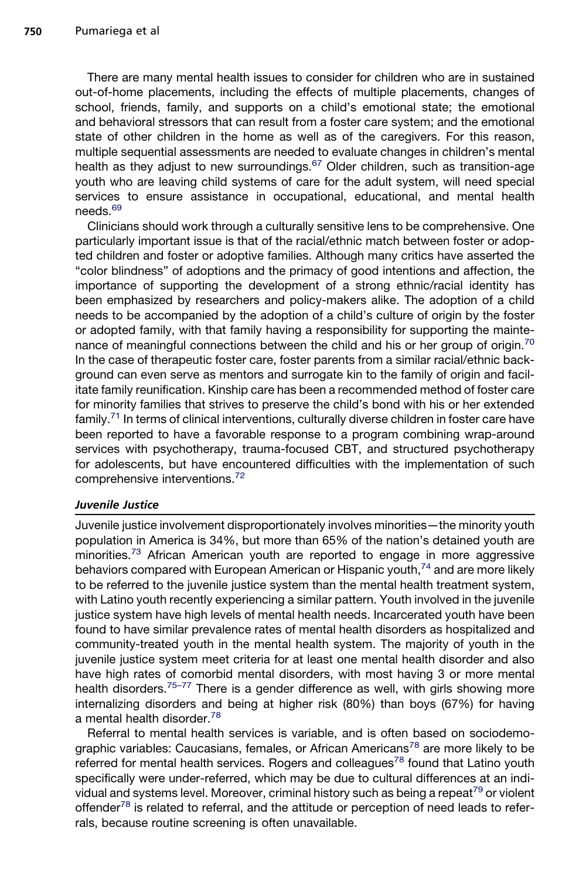There are many mental health issues to consider for children who are in sustained out-of-home placements, including the effects of multiple placements, changes of school, friends, family, and supports on a child's emotional state; the emotional and behavioral stressors that can result from a foster care system; and the emotional state of other children in the home as well as of the caregivers. For this reason, multiple sequential assessments are needed to evaluate changes in children's mental health as they adjust to new surroundings.[67] Older children, such as transition-age youth who are leaving child systems of care for the adult system, will need special services to ensure assistance in occupational, educational, and mental health needs.[69]

Clinicians should work through a culturally sensitive lens to be comprehensive. One particularly important issue is that of the racial/ethnic match between foster or adopted children and foster or adoptive families. Although many critics have asserted the "color blindness" of adoptions and the primacy of good intentions and affection, the importance of supporting the development of a strong ethnic/racial identity has been emphasized by researchers and policy-makers alike. The adoption of a child needs to be accompanied by the adoption of a child's culture of origin by the foster or adopted family, with that family having a responsibility for supporting the maintenance of meaningful connections between the child and his or her group of origin.[70] In the case of therapeutic foster care, foster parents from a similar racial/ethnic background can even serve as mentors and surrogate kin to the family of origin and facilitate family reunification. Kinship care has been a recommended method of foster care for minority families that strives to preserve the child's bond with his or her extended family.[71] In terms of clinical interventions, culturally diverse children in foster care have been reported to have a favorable response to a program combining wrap-around services with psychotherapy, trauma-focused CBT, and structured psychotherapy for adolescents, but have encountered difficulties with the implementation of such comprehensive interventions.[72]

### *Juvenile Justice*

Juvenile justice involvement disproportionately involves minorities—the minority youth population in America is 34%, but more than 65% of the nation's detained youth are minorities.[73] African American youth are reported to engage in more aggressive behaviors compared with European American or Hispanic youth,[74] and are more likely to be referred to the juvenile justice system than the mental health treatment system, with Latino youth recently experiencing a similar pattern. Youth involved in the juvenile justice system have high levels of mental health needs. Incarcerated youth have been found to have similar prevalence rates of mental health disorders as hospitalized and community-treated youth in the mental health system. The majority of youth in the juvenile justice system meet criteria for at least one mental health disorder and also have high rates of comorbid mental disorders, with most having 3 or more mental health disorders.[75–77] There is a gender difference as well, with girls showing more internalizing disorders and being at higher risk (80%) than boys (67%) for having a mental health disorder.[78]

Referral to mental health services is variable, and is often based on sociodemographic variables: Caucasians, females, or African Americans[78] are more likely to be referred for mental health services. Rogers and colleagues[78] found that Latino youth specifically were under-referred, which may be due to cultural differences at an individual and systems level. Moreover, criminal history such as being a repeat[79] or violent offender[78] is related to referral, and the attitude or perception of need leads to referrals, because routine screening is often unavailable.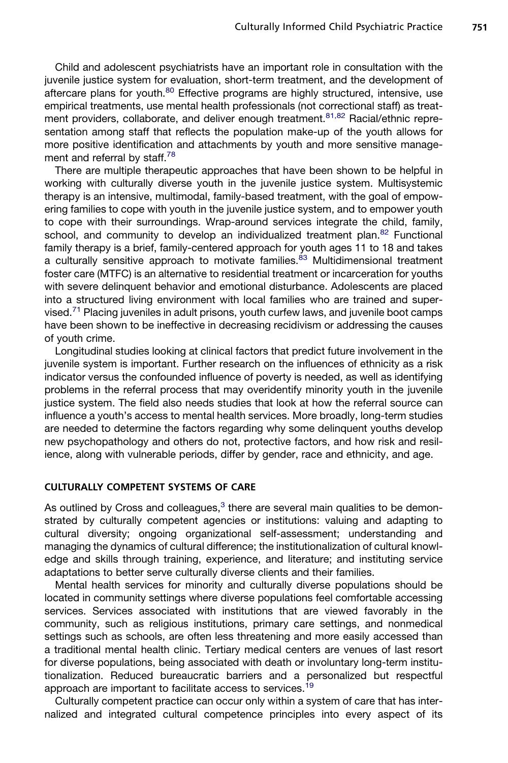Child and adolescent psychiatrists have an important role in consultation with the juvenile justice system for evaluation, short-term treatment, and the development of aftercare plans for youth.[80] Effective programs are highly structured, intensive, use empirical treatments, use mental health professionals (not correctional staff) as treatment providers, collaborate, and deliver enough treatment.[81,82] Racial/ethnic representation among staff that reflects the population make-up of the youth allows for more positive identification and attachments by youth and more sensitive management and referral by staff.[78]

There are multiple therapeutic approaches that have been shown to be helpful in working with culturally diverse youth in the juvenile justice system. Multisystemic therapy is an intensive, multimodal, family-based treatment, with the goal of empowering families to cope with youth in the juvenile justice system, and to empower youth to cope with their surroundings. Wrap-around services integrate the child, family, school, and community to develop an individualized treatment plan.[82] Functional family therapy is a brief, family-centered approach for youth ages 11 to 18 and takes a culturally sensitive approach to motivate families.[83] Multidimensional treatment foster care (MTFC) is an alternative to residential treatment or incarceration for youths with severe delinquent behavior and emotional disturbance. Adolescents are placed into a structured living environment with local families who are trained and supervised.[71] Placing juveniles in adult prisons, youth curfew laws, and juvenile boot camps have been shown to be ineffective in decreasing recidivism or addressing the causes of youth crime.

Longitudinal studies looking at clinical factors that predict future involvement in the juvenile system is important. Further research on the influences of ethnicity as a risk indicator versus the confounded influence of poverty is needed, as well as identifying problems in the referral process that may overidentify minority youth in the juvenile justice system. The field also needs studies that look at how the referral source can influence a youth's access to mental health services. More broadly, long-term studies are needed to determine the factors regarding why some delinquent youths develop new psychopathology and others do not, protective factors, and how risk and resilience, along with vulnerable periods, differ by gender, race and ethnicity, and age.

## CULTURALLY COMPETENT SYSTEMS OF CARE

As outlined by Cross and colleagues,[3] there are several main qualities to be demonstrated by culturally competent agencies or institutions: valuing and adapting to cultural diversity; ongoing organizational self-assessment; understanding and managing the dynamics of cultural difference; the institutionalization of cultural knowledge and skills through training, experience, and literature; and instituting service adaptations to better serve culturally diverse clients and their families.

Mental health services for minority and culturally diverse populations should be located in community settings where diverse populations feel comfortable accessing services. Services associated with institutions that are viewed favorably in the community, such as religious institutions, primary care settings, and nonmedical settings such as schools, are often less threatening and more easily accessed than a traditional mental health clinic. Tertiary medical centers are venues of last resort for diverse populations, being associated with death or involuntary long-term institutionalization. Reduced bureaucratic barriers and a personalized but respectful approach are important to facilitate access to services.[19]

Culturally competent practice can occur only within a system of care that has internalized and integrated cultural competence principles into every aspect of its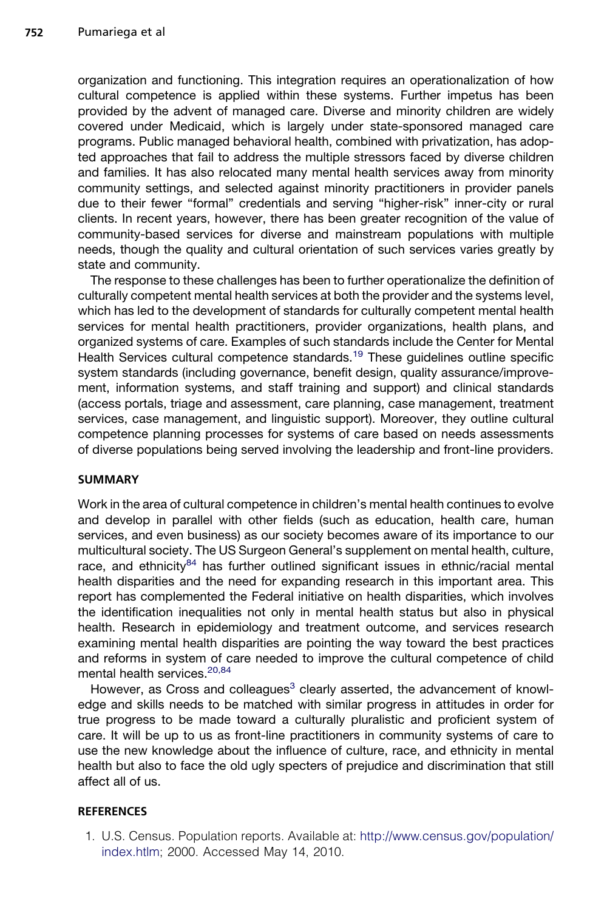organization and functioning. This integration requires an operationalization of how cultural competence is applied within these systems. Further impetus has been provided by the advent of managed care. Diverse and minority children are widely covered under Medicaid, which is largely under state-sponsored managed care programs. Public managed behavioral health, combined with privatization, has adopted approaches that fail to address the multiple stressors faced by diverse children and families. It has also relocated many mental health services away from minority community settings, and selected against minority practitioners in provider panels due to their fewer "formal" credentials and serving "higher-risk" inner-city or rural clients. In recent years, however, there has been greater recognition of the value of community-based services for diverse and mainstream populations with multiple needs, though the quality and cultural orientation of such services varies greatly by state and community.

The response to these challenges has been to further operationalize the definition of culturally competent mental health services at both the provider and the systems level, which has led to the development of standards for culturally competent mental health services for mental health practitioners, provider organizations, health plans, and organized systems of care. Examples of such standards include the Center for Mental Health Services cultural competence standards.[19] These guidelines outline specific system standards (including governance, benefit design, quality assurance/improvement, information systems, and staff training and support) and clinical standards (access portals, triage and assessment, care planning, case management, treatment services, case management, and linguistic support). Moreover, they outline cultural competence planning processes for systems of care based on needs assessments of diverse populations being served involving the leadership and front-line providers.

## SUMMARY

Work in the area of cultural competence in children's mental health continues to evolve and develop in parallel with other fields (such as education, health care, human services, and even business) as our society becomes aware of its importance to our multicultural society. The US Surgeon General's supplement on mental health, culture, race, and ethnicity[84] has further outlined significant issues in ethnic/racial mental health disparities and the need for expanding research in this important area. This report has complemented the Federal initiative on health disparities, which involves the identification inequalities not only in mental health status but also in physical health. Research in epidemiology and treatment outcome, and services research examining mental health disparities are pointing the way toward the best practices and reforms in system of care needed to improve the cultural competence of child mental health services.[20,84]

However, as Cross and colleagues[3] clearly asserted, the advancement of knowledge and skills needs to be matched with similar progress in attitudes in order for true progress to be made toward a culturally pluralistic and proficient system of care. It will be up to us as front-line practitioners in community systems of care to use the new knowledge about the influence of culture, race, and ethnicity in mental health but also to face the old ugly specters of prejudice and discrimination that still affect all of us.

## REFERENCES

1. U.S. Census. Population reports. Available at: http://www.census.gov/population/index.htlm; 2000. Accessed May 14, 2010.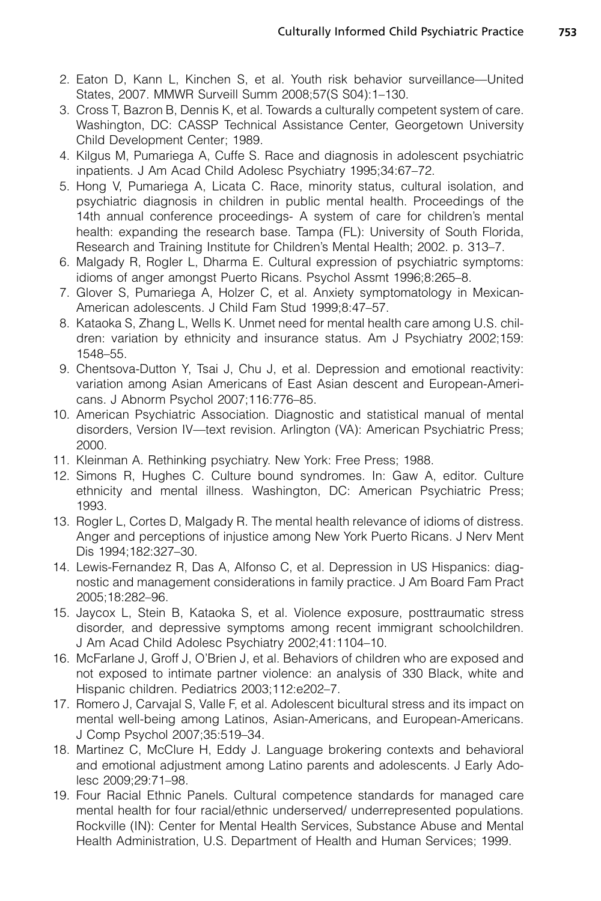2. Eaton D, Kann L, Kinchen S, et al. Youth risk behavior surveillance—United States, 2007. MMWR Surveill Summ 2008;57(S S04):1–130.
3. Cross T, Bazron B, Dennis K, et al. Towards a culturally competent system of care. Washington, DC: CASSP Technical Assistance Center, Georgetown University Child Development Center; 1989.
4. Kilgus M, Pumariega A, Cuffe S. Race and diagnosis in adolescent psychiatric inpatients. J Am Acad Child Adolesc Psychiatry 1995;34:67–72.
5. Hong V, Pumariega A, Licata C. Race, minority status, cultural isolation, and psychiatric diagnosis in children in public mental health. Proceedings of the 14th annual conference proceedings- A system of care for children's mental health: expanding the research base. Tampa (FL): University of South Florida, Research and Training Institute for Children's Mental Health; 2002. p. 313–7.
6. Malgady R, Rogler L, Dharma E. Cultural expression of psychiatric symptoms: idioms of anger amongst Puerto Ricans. Psychol Assmt 1996;8:265–8.
7. Glover S, Pumariega A, Holzer C, et al. Anxiety symptomatology in Mexican-American adolescents. J Child Fam Stud 1999;8:47–57.
8. Kataoka S, Zhang L, Wells K. Unmet need for mental health care among U.S. children: variation by ethnicity and insurance status. Am J Psychiatry 2002;159: 1548–55.
9. Chentsova-Dutton Y, Tsai J, Chu J, et al. Depression and emotional reactivity: variation among Asian Americans of East Asian descent and European-Americans. J Abnorm Psychol 2007;116:776–85.
10. American Psychiatric Association. Diagnostic and statistical manual of mental disorders, Version IV—text revision. Arlington (VA): American Psychiatric Press; 2000.
11. Kleinman A. Rethinking psychiatry. New York: Free Press; 1988.
12. Simons R, Hughes C. Culture bound syndromes. In: Gaw A, editor. Culture ethnicity and mental illness. Washington, DC: American Psychiatric Press; 1993.
13. Rogler L, Cortes D, Malgady R. The mental health relevance of idioms of distress. Anger and perceptions of injustice among New York Puerto Ricans. J Nerv Ment Dis 1994;182:327–30.
14. Lewis-Fernandez R, Das A, Alfonso C, et al. Depression in US Hispanics: diagnostic and management considerations in family practice. J Am Board Fam Pract 2005;18:282–96.
15. Jaycox L, Stein B, Kataoka S, et al. Violence exposure, posttraumatic stress disorder, and depressive symptoms among recent immigrant schoolchildren. J Am Acad Child Adolesc Psychiatry 2002;41:1104–10.
16. McFarlane J, Groff J, O'Brien J, et al. Behaviors of children who are exposed and not exposed to intimate partner violence: an analysis of 330 Black, white and Hispanic children. Pediatrics 2003;112:e202–7.
17. Romero J, Carvajal S, Valle F, et al. Adolescent bicultural stress and its impact on mental well-being among Latinos, Asian-Americans, and European-Americans. J Comp Psychol 2007;35:519–34.
18. Martinez C, McClure H, Eddy J. Language brokering contexts and behavioral and emotional adjustment among Latino parents and adolescents. J Early Adolesc 2009;29:71–98.
19. Four Racial Ethnic Panels. Cultural competence standards for managed care mental health for four racial/ethnic underserved/ underrepresented populations. Rockville (IN): Center for Mental Health Services, Substance Abuse and Mental Health Administration, U.S. Department of Health and Human Services; 1999.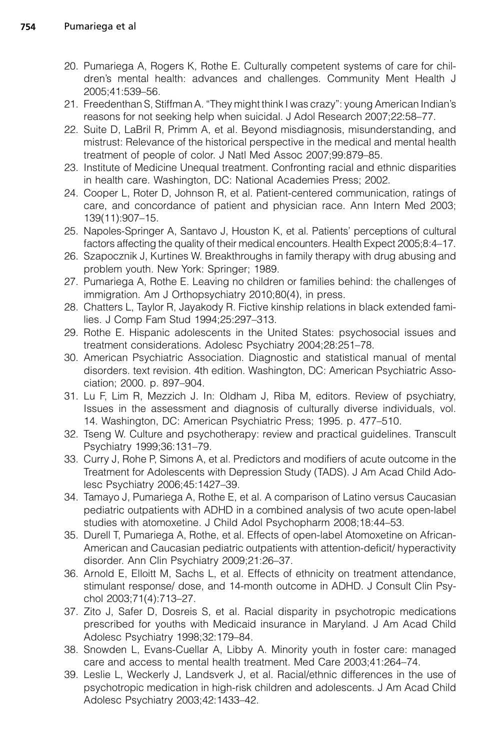20. Pumariega A, Rogers K, Rothe E. Culturally competent systems of care for children's mental health: advances and challenges. Community Ment Health J 2005;41:539–56.
21. Freedenthan S, Stiffman A. "They might think I was crazy": young American Indian's reasons for not seeking help when suicidal. J Adol Research 2007;22:58–77.
22. Suite D, LaBril R, Primm A, et al. Beyond misdiagnosis, misunderstanding, and mistrust: Relevance of the historical perspective in the medical and mental health treatment of people of color. J Natl Med Assoc 2007;99:879–85.
23. Institute of Medicine Unequal treatment. Confronting racial and ethnic disparities in health care. Washington, DC: National Academies Press; 2002.
24. Cooper L, Roter D, Johnson R, et al. Patient-centered communication, ratings of care, and concordance of patient and physician race. Ann Intern Med 2003; 139(11):907–15.
25. Napoles-Springer A, Santavo J, Houston K, et al. Patients' perceptions of cultural factors affecting the quality of their medical encounters. Health Expect 2005;8:4–17.
26. Szapocznik J, Kurtines W. Breakthroughs in family therapy with drug abusing and problem youth. New York: Springer; 1989.
27. Pumariega A, Rothe E. Leaving no children or families behind: the challenges of immigration. Am J Orthopsychiatry 2010;80(4), in press.
28. Chatters L, Taylor R, Jayakody R. Fictive kinship relations in black extended families. J Comp Fam Stud 1994;25:297–313.
29. Rothe E. Hispanic adolescents in the United States: psychosocial issues and treatment considerations. Adolesc Psychiatry 2004;28:251–78.
30. American Psychiatric Association. Diagnostic and statistical manual of mental disorders. text revision. 4th edition. Washington, DC: American Psychiatric Association; 2000. p. 897–904.
31. Lu F, Lim R, Mezzich J. In: Oldham J, Riba M, editors. Review of psychiatry, Issues in the assessment and diagnosis of culturally diverse individuals, vol. 14. Washington, DC: American Psychiatric Press; 1995. p. 477–510.
32. Tseng W. Culture and psychotherapy: review and practical guidelines. Transcult Psychiatry 1999;36:131–79.
33. Curry J, Rohe P, Simons A, et al. Predictors and modifiers of acute outcome in the Treatment for Adolescents with Depression Study (TADS). J Am Acad Child Adolesc Psychiatry 2006;45:1427–39.
34. Tamayo J, Pumariega A, Rothe E, et al. A comparison of Latino versus Caucasian pediatric outpatients with ADHD in a combined analysis of two acute open-label studies with atomoxetine. J Child Adol Psychopharm 2008;18:44–53.
35. Durell T, Pumariega A, Rothe, et al. Effects of open-label Atomoxetine on African-American and Caucasian pediatric outpatients with attention-deficit/ hyperactivity disorder. Ann Clin Psychiatry 2009;21:26–37.
36. Arnold E, Elloitt M, Sachs L, et al. Effects of ethnicity on treatment attendance, stimulant response/ dose, and 14-month outcome in ADHD. J Consult Clin Psychol 2003;71(4):713–27.
37. Zito J, Safer D, Dosreis S, et al. Racial disparity in psychotropic medications prescribed for youths with Medicaid insurance in Maryland. J Am Acad Child Adolesc Psychiatry 1998;32:179–84.
38. Snowden L, Evans-Cuellar A, Libby A. Minority youth in foster care: managed care and access to mental health treatment. Med Care 2003;41:264–74.
39. Leslie L, Weckerly J, Landsverk J, et al. Racial/ethnic differences in the use of psychotropic medication in high-risk children and adolescents. J Am Acad Child Adolesc Psychiatry 2003;42:1433–42.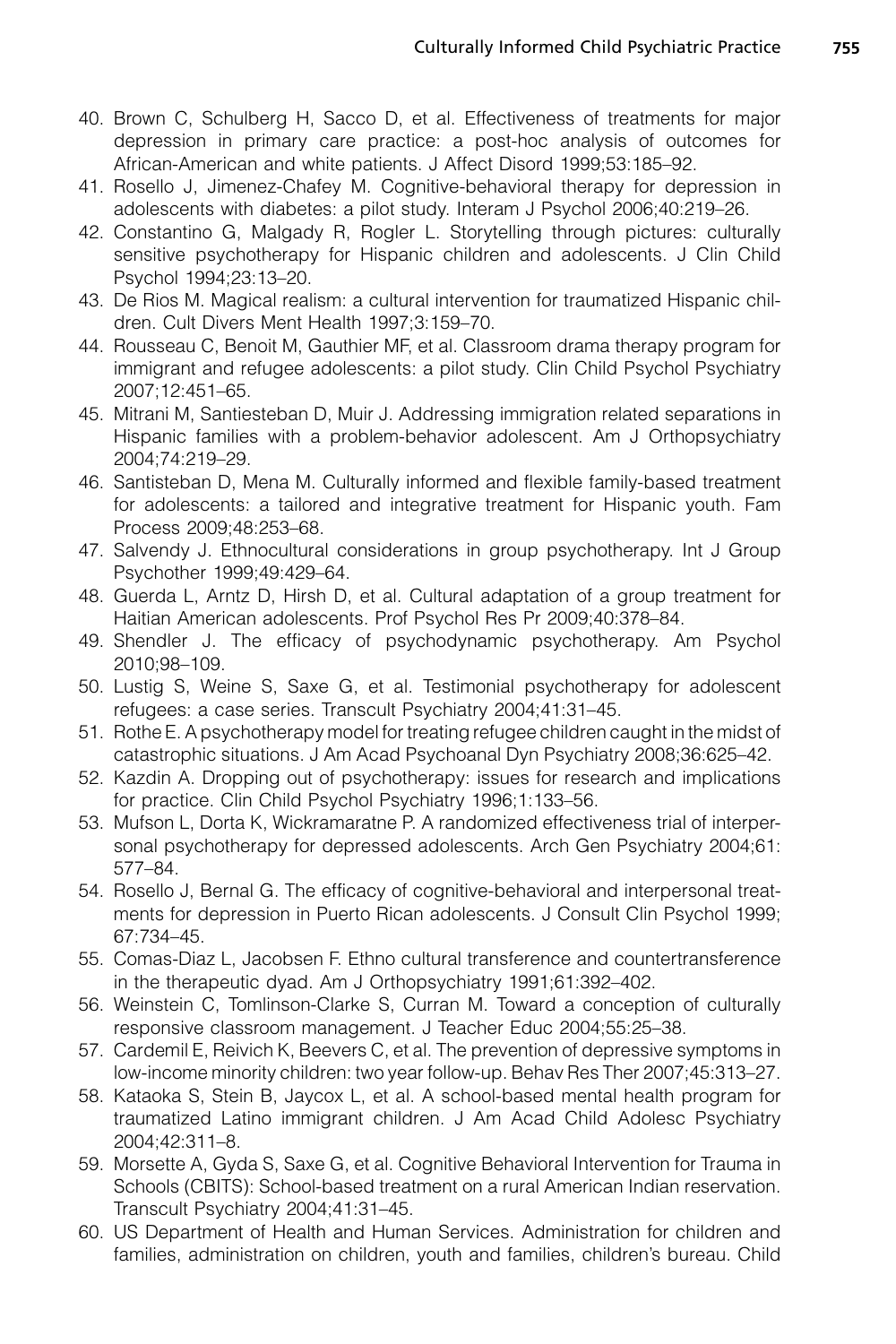40. Brown C, Schulberg H, Sacco D, et al. Effectiveness of treatments for major depression in primary care practice: a post-hoc analysis of outcomes for African-American and white patients. J Affect Disord 1999;53:185–92.
41. Rosello J, Jimenez-Chafey M. Cognitive-behavioral therapy for depression in adolescents with diabetes: a pilot study. Interam J Psychol 2006;40:219–26.
42. Constantino G, Malgady R, Rogler L. Storytelling through pictures: culturally sensitive psychotherapy for Hispanic children and adolescents. J Clin Child Psychol 1994;23:13–20.
43. De Rios M. Magical realism: a cultural intervention for traumatized Hispanic children. Cult Divers Ment Health 1997;3:159–70.
44. Rousseau C, Benoit M, Gauthier MF, et al. Classroom drama therapy program for immigrant and refugee adolescents: a pilot study. Clin Child Psychol Psychiatry 2007;12:451–65.
45. Mitrani M, Santiesteban D, Muir J. Addressing immigration related separations in Hispanic families with a problem-behavior adolescent. Am J Orthopsychiatry 2004;74:219–29.
46. Santisteban D, Mena M. Culturally informed and flexible family-based treatment for adolescents: a tailored and integrative treatment for Hispanic youth. Fam Process 2009;48:253–68.
47. Salvendy J. Ethnocultural considerations in group psychotherapy. Int J Group Psychother 1999;49:429–64.
48. Guerda L, Arntz D, Hirsh D, et al. Cultural adaptation of a group treatment for Haitian American adolescents. Prof Psychol Res Pr 2009;40:378–84.
49. Shendler J. The efficacy of psychodynamic psychotherapy. Am Psychol 2010;98–109.
50. Lustig S, Weine S, Saxe G, et al. Testimonial psychotherapy for adolescent refugees: a case series. Transcult Psychiatry 2004;41:31–45.
51. Rothe E. A psychotherapy model for treating refugee children caught in the midst of catastrophic situations. J Am Acad Psychoanal Dyn Psychiatry 2008;36:625–42.
52. Kazdin A. Dropping out of psychotherapy: issues for research and implications for practice. Clin Child Psychol Psychiatry 1996;1:133–56.
53. Mufson L, Dorta K, Wickramaratne P. A randomized effectiveness trial of interpersonal psychotherapy for depressed adolescents. Arch Gen Psychiatry 2004;61: 577–84.
54. Rosello J, Bernal G. The efficacy of cognitive-behavioral and interpersonal treatments for depression in Puerto Rican adolescents. J Consult Clin Psychol 1999; 67:734–45.
55. Comas-Diaz L, Jacobsen F. Ethno cultural transference and countertransference in the therapeutic dyad. Am J Orthopsychiatry 1991;61:392–402.
56. Weinstein C, Tomlinson-Clarke S, Curran M. Toward a conception of culturally responsive classroom management. J Teacher Educ 2004;55:25–38.
57. Cardemil E, Reivich K, Beevers C, et al. The prevention of depressive symptoms in low-income minority children: two year follow-up. Behav Res Ther 2007;45:313–27.
58. Kataoka S, Stein B, Jaycox L, et al. A school-based mental health program for traumatized Latino immigrant children. J Am Acad Child Adolesc Psychiatry 2004;42:311–8.
59. Morsette A, Gyda S, Saxe G, et al. Cognitive Behavioral Intervention for Trauma in Schools (CBITS): School-based treatment on a rural American Indian reservation. Transcult Psychiatry 2004;41:31–45.
60. US Department of Health and Human Services. Administration for children and families, administration on children, youth and families, children's bureau. Child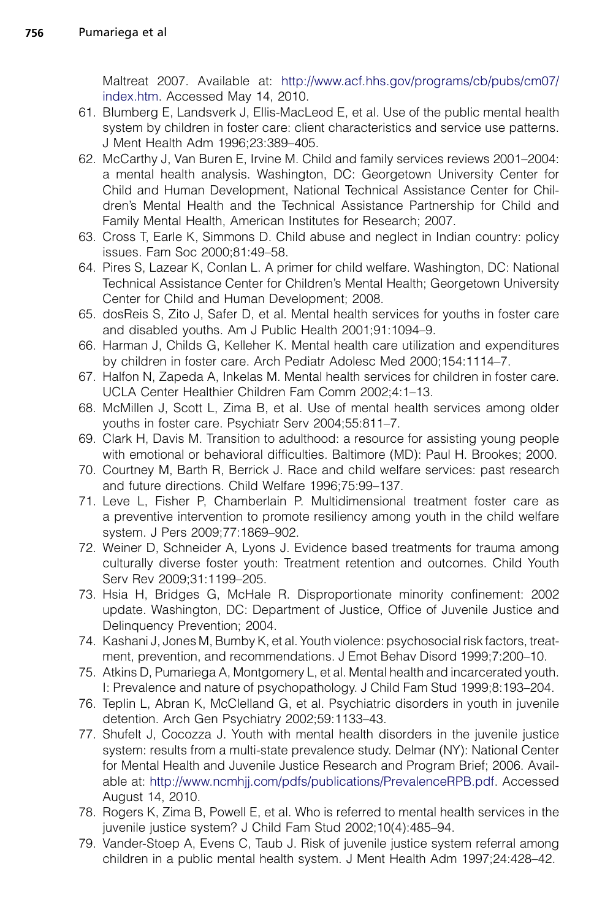Maltreat 2007. Available at: http://www.acf.hhs.gov/programs/cb/pubs/cm07/index.htm. Accessed May 14, 2010.

61. Blumberg E, Landsverk J, Ellis-MacLeod E, et al. Use of the public mental health system by children in foster care: client characteristics and service use patterns. J Ment Health Adm 1996;23:389–405.
62. McCarthy J, Van Buren E, Irvine M. Child and family services reviews 2001–2004: a mental health analysis. Washington, DC: Georgetown University Center for Child and Human Development, National Technical Assistance Center for Children's Mental Health and the Technical Assistance Partnership for Child and Family Mental Health, American Institutes for Research; 2007.
63. Cross T, Earle K, Simmons D. Child abuse and neglect in Indian country: policy issues. Fam Soc 2000;81:49–58.
64. Pires S, Lazear K, Conlan L. A primer for child welfare. Washington, DC: National Technical Assistance Center for Children's Mental Health; Georgetown University Center for Child and Human Development; 2008.
65. dosReis S, Zito J, Safer D, et al. Mental health services for youths in foster care and disabled youths. Am J Public Health 2001;91:1094–9.
66. Harman J, Childs G, Kelleher K. Mental health care utilization and expenditures by children in foster care. Arch Pediatr Adolesc Med 2000;154:1114–7.
67. Halfon N, Zapeda A, Inkelas M. Mental health services for children in foster care. UCLA Center Healthier Children Fam Comm 2002;4:1–13.
68. McMillen J, Scott L, Zima B, et al. Use of mental health services among older youths in foster care. Psychiatr Serv 2004;55:811–7.
69. Clark H, Davis M. Transition to adulthood: a resource for assisting young people with emotional or behavioral difficulties. Baltimore (MD): Paul H. Brookes; 2000.
70. Courtney M, Barth R, Berrick J. Race and child welfare services: past research and future directions. Child Welfare 1996;75:99–137.
71. Leve L, Fisher P, Chamberlain P. Multidimensional treatment foster care as a preventive intervention to promote resiliency among youth in the child welfare system. J Pers 2009;77:1869–902.
72. Weiner D, Schneider A, Lyons J. Evidence based treatments for trauma among culturally diverse foster youth: Treatment retention and outcomes. Child Youth Serv Rev 2009;31:1199–205.
73. Hsia H, Bridges G, McHale R. Disproportionate minority confinement: 2002 update. Washington, DC: Department of Justice, Office of Juvenile Justice and Delinquency Prevention; 2004.
74. Kashani J, Jones M, Bumby K, et al. Youth violence: psychosocial risk factors, treatment, prevention, and recommendations. J Emot Behav Disord 1999;7:200–10.
75. Atkins D, Pumariega A, Montgomery L, et al. Mental health and incarcerated youth. I: Prevalence and nature of psychopathology. J Child Fam Stud 1999;8:193–204.
76. Teplin L, Abran K, McClelland G, et al. Psychiatric disorders in youth in juvenile detention. Arch Gen Psychiatry 2002;59:1133–43.
77. Shufelt J, Cocozza J. Youth with mental health disorders in the juvenile justice system: results from a multi-state prevalence study. Delmar (NY): National Center for Mental Health and Juvenile Justice Research and Program Brief; 2006. Available at: http://www.ncmhjj.com/pdfs/publications/PrevalenceRPB.pdf. Accessed August 14, 2010.
78. Rogers K, Zima B, Powell E, et al. Who is referred to mental health services in the juvenile justice system? J Child Fam Stud 2002;10(4):485–94.
79. Vander-Stoep A, Evens C, Taub J. Risk of juvenile justice system referral among children in a public mental health system. J Ment Health Adm 1997;24:428–42.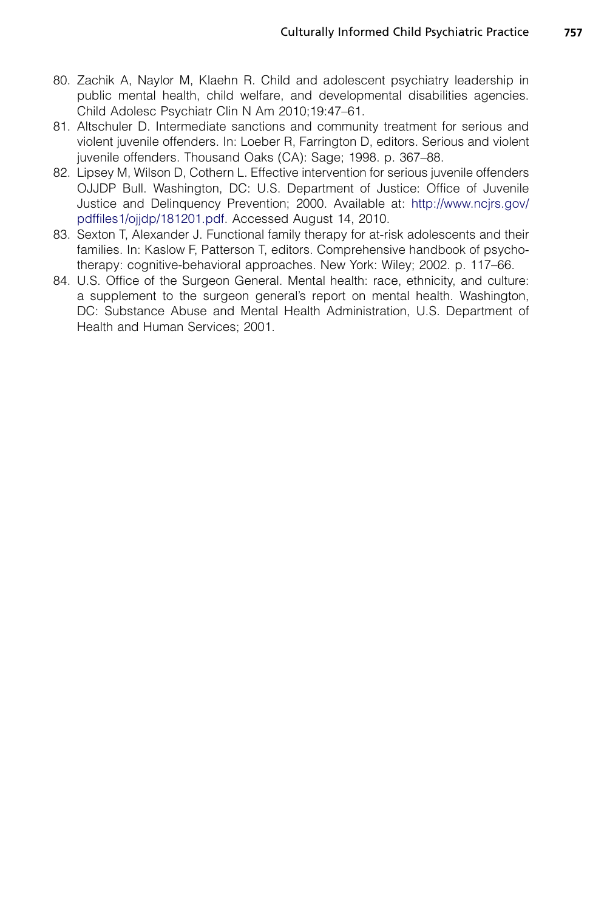80. Zachik A, Naylor M, Klaehn R. Child and adolescent psychiatry leadership in public mental health, child welfare, and developmental disabilities agencies. Child Adolesc Psychiatr Clin N Am 2010;19:47–61.
81. Altschuler D. Intermediate sanctions and community treatment for serious and violent juvenile offenders. In: Loeber R, Farrington D, editors. Serious and violent juvenile offenders. Thousand Oaks (CA): Sage; 1998. p. 367–88.
82. Lipsey M, Wilson D, Cothern L. Effective intervention for serious juvenile offenders OJJDP Bull. Washington, DC: U.S. Department of Justice: Office of Juvenile Justice and Delinquency Prevention; 2000. Available at: http://www.ncjrs.gov/pdffiles1/ojjdp/181201.pdf. Accessed August 14, 2010.
83. Sexton T, Alexander J. Functional family therapy for at-risk adolescents and their families. In: Kaslow F, Patterson T, editors. Comprehensive handbook of psychotherapy: cognitive-behavioral approaches. New York: Wiley; 2002. p. 117–66.
84. U.S. Office of the Surgeon General. Mental health: race, ethnicity, and culture: a supplement to the surgeon general's report on mental health. Washington, DC: Substance Abuse and Mental Health Administration, U.S. Department of Health and Human Services; 2001.